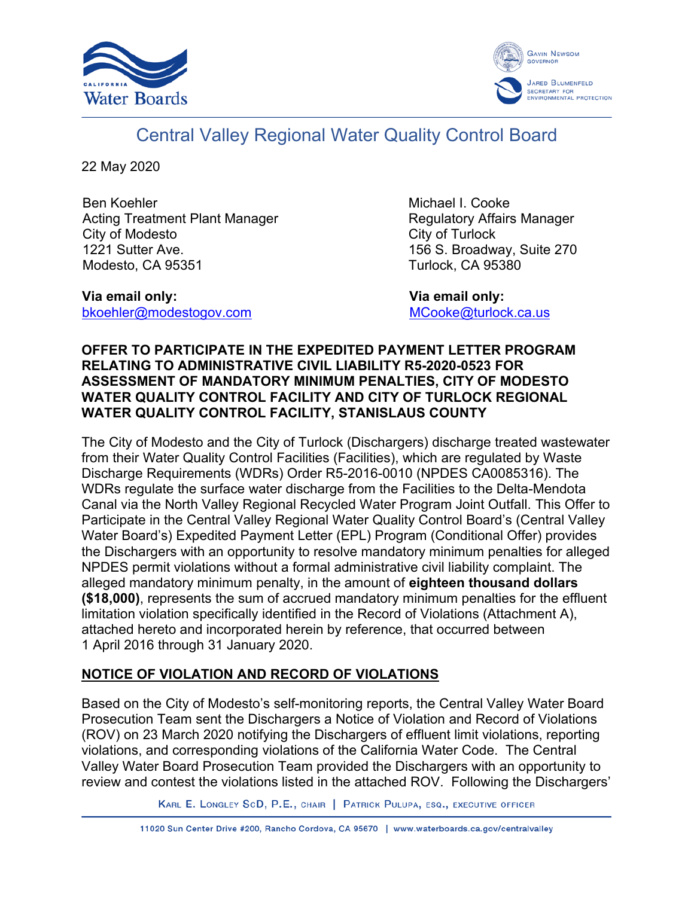# Central Valley Regional Water Quality Control Board

22 May 2020

Ben Koehler
Acting Treatment Plant Manager
City of Modesto
1221 Sutter Ave.
Modesto, CA 95351

**Via email only:**
bkoehler@modestogov.com

Michael I. Cooke
Regulatory Affairs Manager
City of Turlock
156 S. Broadway, Suite 270
Turlock, CA 95380

**Via email only:**
MCooke@turlock.ca.us

**OFFER TO PARTICIPATE IN THE EXPEDITED PAYMENT LETTER PROGRAM RELATING TO ADMINISTRATIVE CIVIL LIABILITY R5-2020-0523 FOR ASSESSMENT OF MANDATORY MINIMUM PENALTIES, CITY OF MODESTO WATER QUALITY CONTROL FACILITY AND CITY OF TURLOCK REGIONAL WATER QUALITY CONTROL FACILITY, STANISLAUS COUNTY**

The City of Modesto and the City of Turlock (Dischargers) discharge treated wastewater from their Water Quality Control Facilities (Facilities), which are regulated by Waste Discharge Requirements (WDRs) Order R5-2016-0010 (NPDES CA0085316). The WDRs regulate the surface water discharge from the Facilities to the Delta-Mendota Canal via the North Valley Regional Recycled Water Program Joint Outfall. This Offer to Participate in the Central Valley Regional Water Quality Control Board's (Central Valley Water Board's) Expedited Payment Letter (EPL) Program (Conditional Offer) provides the Dischargers with an opportunity to resolve mandatory minimum penalties for alleged NPDES permit violations without a formal administrative civil liability complaint. The alleged mandatory minimum penalty, in the amount of **eighteen thousand dollars ($18,000)**, represents the sum of accrued mandatory minimum penalties for the effluent limitation violation specifically identified in the Record of Violations (Attachment A), attached hereto and incorporated herein by reference, that occurred between 1 April 2016 through 31 January 2020.

## NOTICE OF VIOLATION AND RECORD OF VIOLATIONS

Based on the City of Modesto's self-monitoring reports, the Central Valley Water Board Prosecution Team sent the Dischargers a Notice of Violation and Record of Violations (ROV) on 23 March 2020 notifying the Dischargers of effluent limit violations, reporting violations, and corresponding violations of the California Water Code. The Central Valley Water Board Prosecution Team provided the Dischargers with an opportunity to review and contest the violations listed in the attached ROV. Following the Dischargers'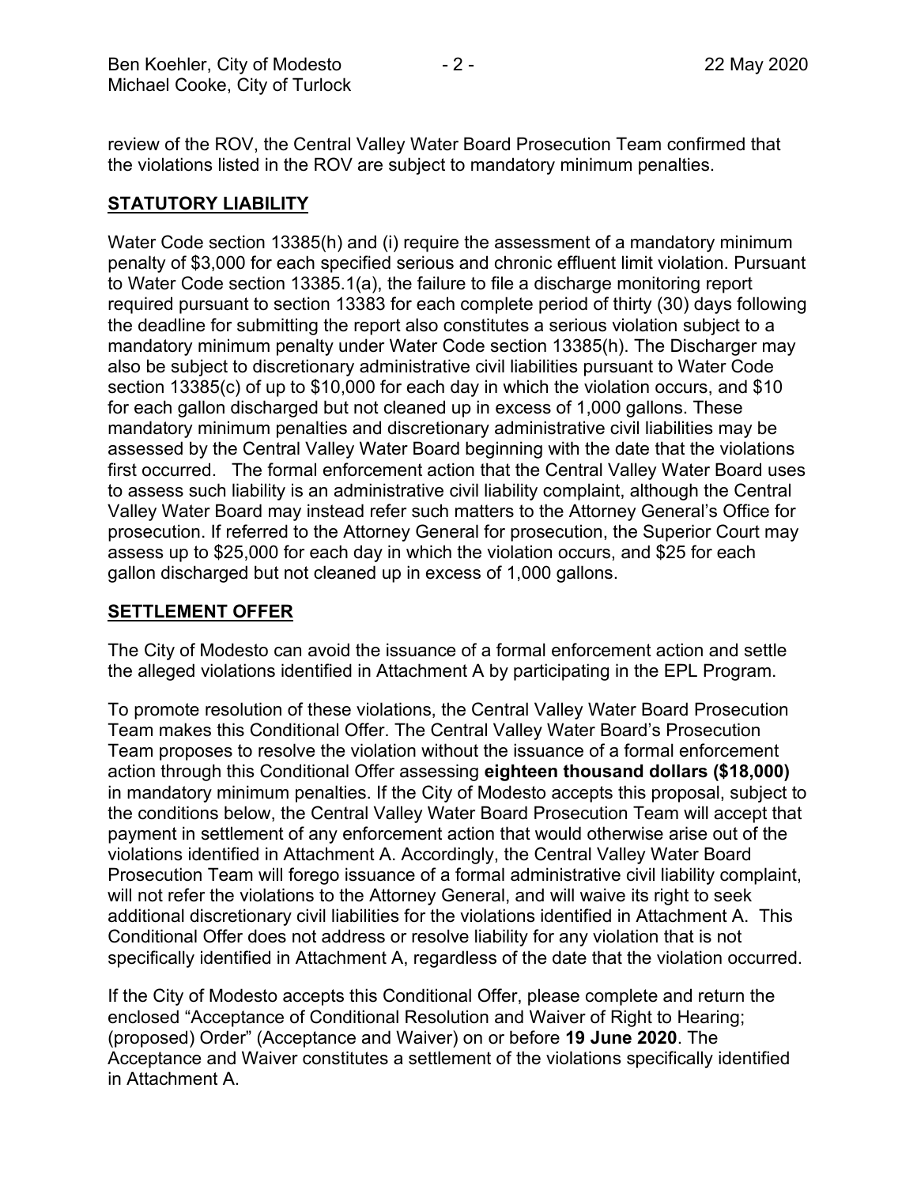review of the ROV, the Central Valley Water Board Prosecution Team confirmed that the violations listed in the ROV are subject to mandatory minimum penalties.

## STATUTORY LIABILITY

Water Code section 13385(h) and (i) require the assessment of a mandatory minimum penalty of $3,000 for each specified serious and chronic effluent limit violation. Pursuant to Water Code section 13385.1(a), the failure to file a discharge monitoring report required pursuant to section 13383 for each complete period of thirty (30) days following the deadline for submitting the report also constitutes a serious violation subject to a mandatory minimum penalty under Water Code section 13385(h). The Discharger may also be subject to discretionary administrative civil liabilities pursuant to Water Code section 13385(c) of up to $10,000 for each day in which the violation occurs, and $10 for each gallon discharged but not cleaned up in excess of 1,000 gallons. These mandatory minimum penalties and discretionary administrative civil liabilities may be assessed by the Central Valley Water Board beginning with the date that the violations first occurred. The formal enforcement action that the Central Valley Water Board uses to assess such liability is an administrative civil liability complaint, although the Central Valley Water Board may instead refer such matters to the Attorney General's Office for prosecution. If referred to the Attorney General for prosecution, the Superior Court may assess up to $25,000 for each day in which the violation occurs, and $25 for each gallon discharged but not cleaned up in excess of 1,000 gallons.

## SETTLEMENT OFFER

The City of Modesto can avoid the issuance of a formal enforcement action and settle the alleged violations identified in Attachment A by participating in the EPL Program.

To promote resolution of these violations, the Central Valley Water Board Prosecution Team makes this Conditional Offer. The Central Valley Water Board's Prosecution Team proposes to resolve the violation without the issuance of a formal enforcement action through this Conditional Offer assessing **eighteen thousand dollars ($18,000)** in mandatory minimum penalties. If the City of Modesto accepts this proposal, subject to the conditions below, the Central Valley Water Board Prosecution Team will accept that payment in settlement of any enforcement action that would otherwise arise out of the violations identified in Attachment A. Accordingly, the Central Valley Water Board Prosecution Team will forego issuance of a formal administrative civil liability complaint, will not refer the violations to the Attorney General, and will waive its right to seek additional discretionary civil liabilities for the violations identified in Attachment A. This Conditional Offer does not address or resolve liability for any violation that is not specifically identified in Attachment A, regardless of the date that the violation occurred.

If the City of Modesto accepts this Conditional Offer, please complete and return the enclosed "Acceptance of Conditional Resolution and Waiver of Right to Hearing; (proposed) Order" (Acceptance and Waiver) on or before **19 June 2020**. The Acceptance and Waiver constitutes a settlement of the violations specifically identified in Attachment A.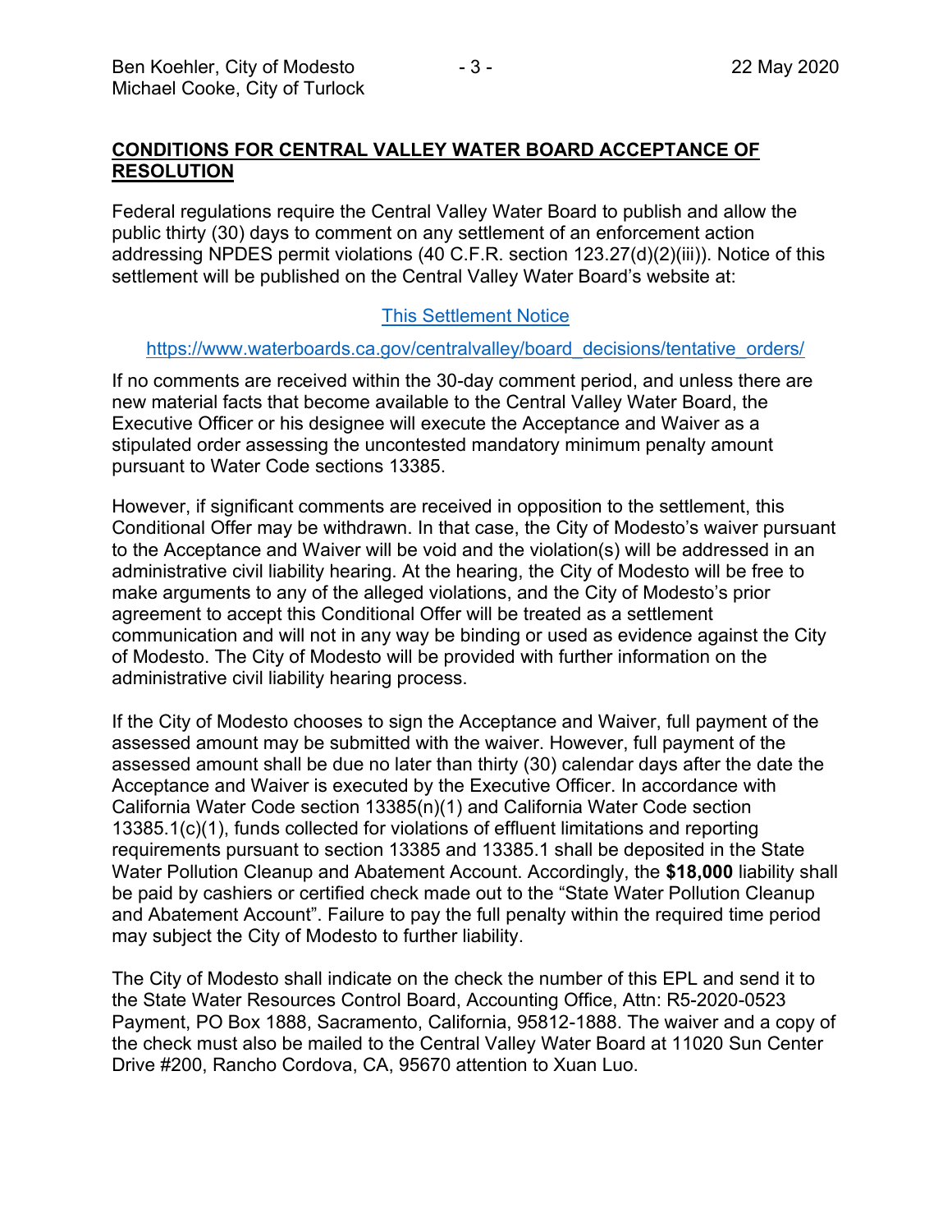## CONDITIONS FOR CENTRAL VALLEY WATER BOARD ACCEPTANCE OF RESOLUTION

Federal regulations require the Central Valley Water Board to publish and allow the public thirty (30) days to comment on any settlement of an enforcement action addressing NPDES permit violations (40 C.F.R. section 123.27(d)(2)(iii)). Notice of this settlement will be published on the Central Valley Water Board's website at:

[This Settlement Notice](https://www.waterboards.ca.gov/centralvalley/board_decisions/tentative_orders/)

https://www.waterboards.ca.gov/centralvalley/board_decisions/tentative_orders/

If no comments are received within the 30-day comment period, and unless there are new material facts that become available to the Central Valley Water Board, the Executive Officer or his designee will execute the Acceptance and Waiver as a stipulated order assessing the uncontested mandatory minimum penalty amount pursuant to Water Code sections 13385.

However, if significant comments are received in opposition to the settlement, this Conditional Offer may be withdrawn. In that case, the City of Modesto's waiver pursuant to the Acceptance and Waiver will be void and the violation(s) will be addressed in an administrative civil liability hearing. At the hearing, the City of Modesto will be free to make arguments to any of the alleged violations, and the City of Modesto's prior agreement to accept this Conditional Offer will be treated as a settlement communication and will not in any way be binding or used as evidence against the City of Modesto. The City of Modesto will be provided with further information on the administrative civil liability hearing process.

If the City of Modesto chooses to sign the Acceptance and Waiver, full payment of the assessed amount may be submitted with the waiver. However, full payment of the assessed amount shall be due no later than thirty (30) calendar days after the date the Acceptance and Waiver is executed by the Executive Officer. In accordance with California Water Code section 13385(n)(1) and California Water Code section 13385.1(c)(1), funds collected for violations of effluent limitations and reporting requirements pursuant to section 13385 and 13385.1 shall be deposited in the State Water Pollution Cleanup and Abatement Account. Accordingly, the **$18,000** liability shall be paid by cashiers or certified check made out to the "State Water Pollution Cleanup and Abatement Account". Failure to pay the full penalty within the required time period may subject the City of Modesto to further liability.

The City of Modesto shall indicate on the check the number of this EPL and send it to the State Water Resources Control Board, Accounting Office, Attn: R5-2020-0523 Payment, PO Box 1888, Sacramento, California, 95812-1888. The waiver and a copy of the check must also be mailed to the Central Valley Water Board at 11020 Sun Center Drive #200, Rancho Cordova, CA, 95670 attention to Xuan Luo.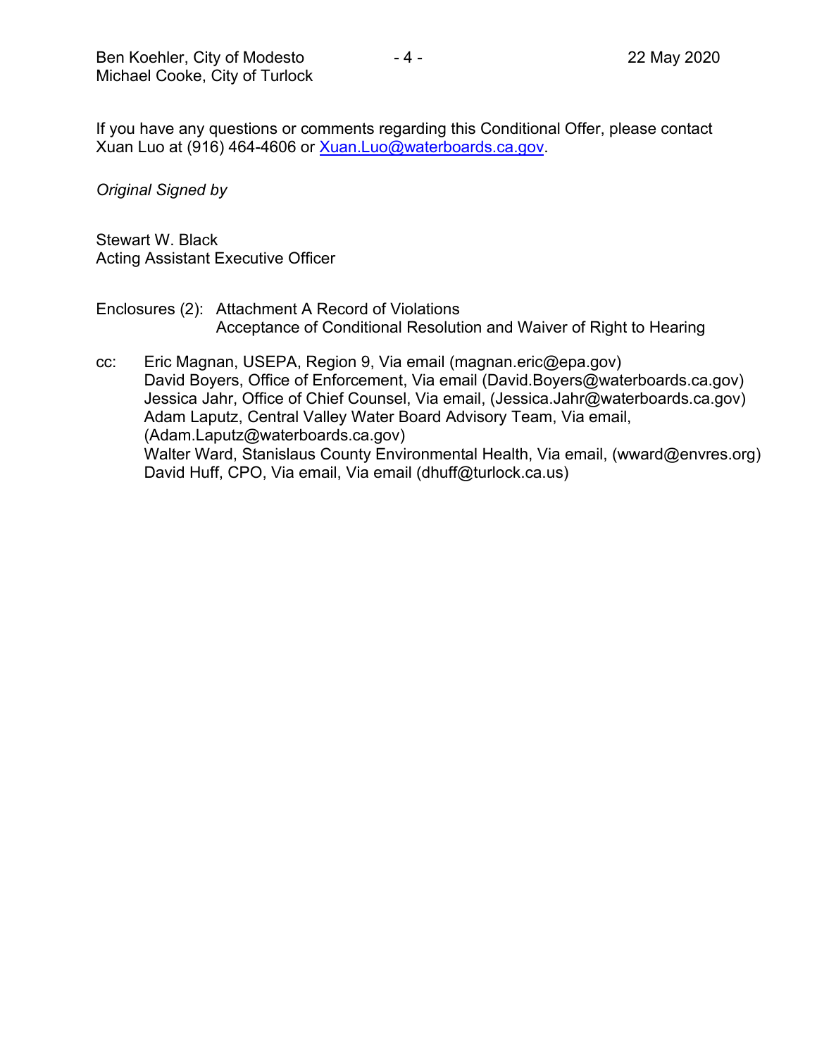If you have any questions or comments regarding this Conditional Offer, please contact Xuan Luo at (916) 464-4606 or [Xuan.Luo@waterboards.ca.gov](mailto:Xuan.Luo@waterboards.ca.gov).

*Original Signed by*

Stewart W. Black
Acting Assistant Executive Officer

Enclosures (2): Attachment A Record of Violations
Acceptance of Conditional Resolution and Waiver of Right to Hearing

cc: Eric Magnan, USEPA, Region 9, Via email (magnan.eric@epa.gov)
David Boyers, Office of Enforcement, Via email (David.Boyers@waterboards.ca.gov)
Jessica Jahr, Office of Chief Counsel, Via email, (Jessica.Jahr@waterboards.ca.gov)
Adam Laputz, Central Valley Water Board Advisory Team, Via email, (Adam.Laputz@waterboards.ca.gov)
Walter Ward, Stanislaus County Environmental Health, Via email, (wward@envres.org)
David Huff, CPO, Via email, Via email (dhuff@turlock.ca.us)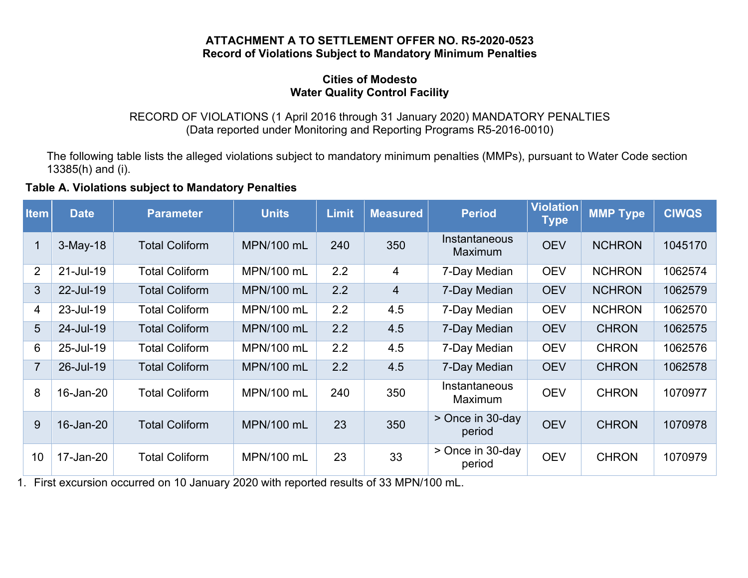**ATTACHMENT A TO SETTLEMENT OFFER NO. R5-2020-0523**
**Record of Violations Subject to Mandatory Minimum Penalties**

**Cities of Modesto**
**Water Quality Control Facility**

RECORD OF VIOLATIONS (1 April 2016 through 31 January 2020) MANDATORY PENALTIES
(Data reported under Monitoring and Reporting Programs R5-2016-0010)

The following table lists the alleged violations subject to mandatory minimum penalties (MMPs), pursuant to Water Code section 13385(h) and (i).

**Table A. Violations subject to Mandatory Penalties**

| Item | Date | Parameter | Units | Limit | Measured | Period | Violation Type | MMP Type | CIWQS |
|---|---|---|---|---|---|---|---|---|---|
| 1 | 3-May-18 | Total Coliform | MPN/100 mL | 240 | 350 | Instantaneous Maximum | OEV | NCHRON | 1045170 |
| 2 | 21-Jul-19 | Total Coliform | MPN/100 mL | 2.2 | 4 | 7-Day Median | OEV | NCHRON | 1062574 |
| 3 | 22-Jul-19 | Total Coliform | MPN/100 mL | 2.2 | 4 | 7-Day Median | OEV | NCHRON | 1062579 |
| 4 | 23-Jul-19 | Total Coliform | MPN/100 mL | 2.2 | 4.5 | 7-Day Median | OEV | NCHRON | 1062570 |
| 5 | 24-Jul-19 | Total Coliform | MPN/100 mL | 2.2 | 4.5 | 7-Day Median | OEV | CHRON | 1062575 |
| 6 | 25-Jul-19 | Total Coliform | MPN/100 mL | 2.2 | 4.5 | 7-Day Median | OEV | CHRON | 1062576 |
| 7 | 26-Jul-19 | Total Coliform | MPN/100 mL | 2.2 | 4.5 | 7-Day Median | OEV | CHRON | 1062578 |
| 8 | 16-Jan-20 | Total Coliform | MPN/100 mL | 240 | 350 | Instantaneous Maximum | OEV | CHRON | 1070977 |
| 9 | 16-Jan-20 | Total Coliform | MPN/100 mL | 23 | 350 | > Once in 30-day period | OEV | CHRON | 1070978 |
| 10 | 17-Jan-20 | Total Coliform | MPN/100 mL | 23 | 33 | > Once in 30-day period | OEV | CHRON | 1070979 |

1. First excursion occurred on 10 January 2020 with reported results of 33 MPN/100 mL.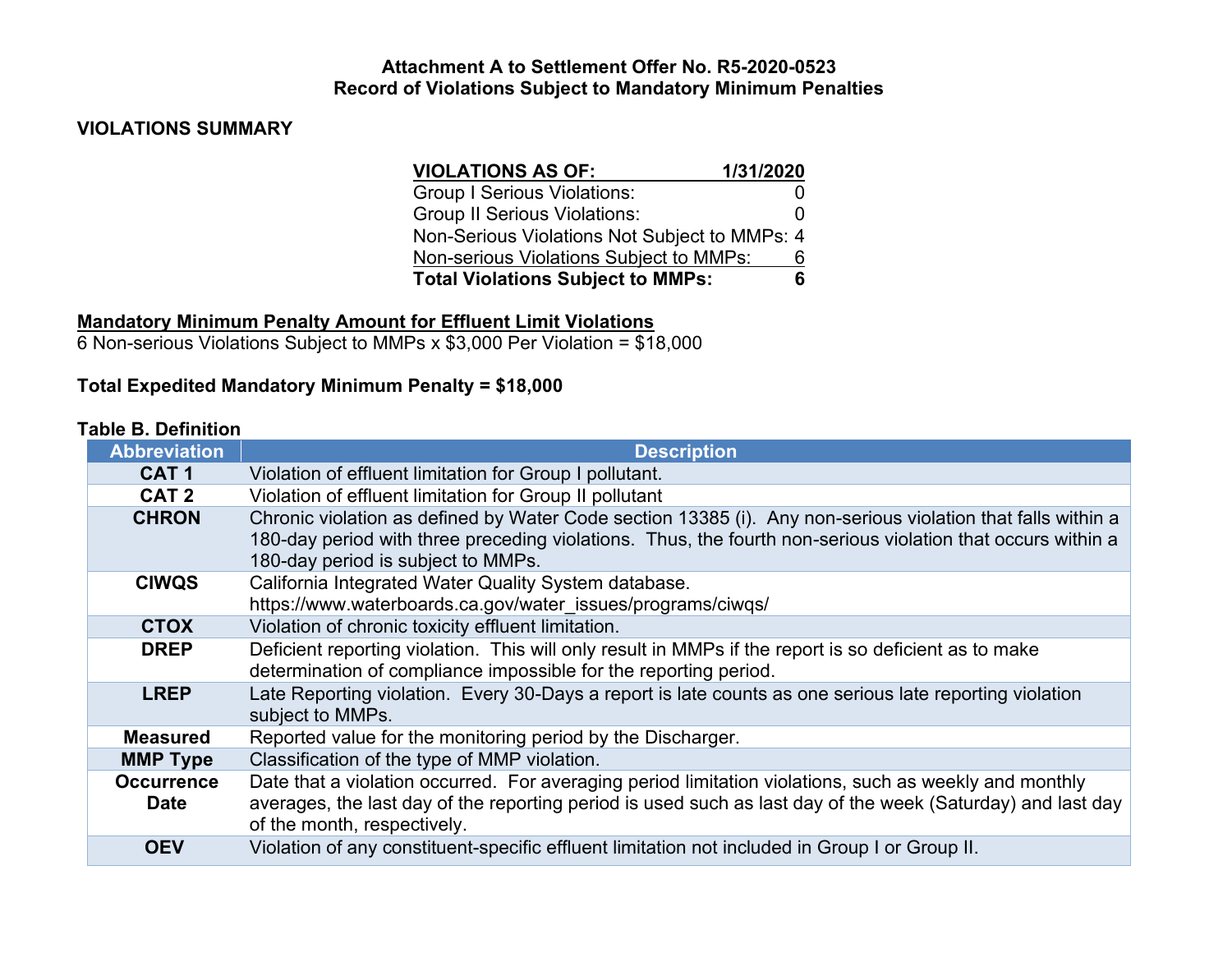**Attachment A to Settlement Offer No. R5-2020-0523**
**Record of Violations Subject to Mandatory Minimum Penalties**

## VIOLATIONS SUMMARY

| VIOLATIONS AS OF: | 1/31/2020 |
|---|---|
| Group I Serious Violations: | 0 |
| Group II Serious Violations: | 0 |
| Non-Serious Violations Not Subject to MMPs: | 4 |
| Non-serious Violations Subject to MMPs: | 6 |
| **Total Violations Subject to MMPs:** | **6** |

**Mandatory Minimum Penalty Amount for Effluent Limit Violations**
6 Non-serious Violations Subject to MMPs x $3,000 Per Violation = $18,000

**Total Expedited Mandatory Minimum Penalty = $18,000**

**Table B. Definition**

| Abbreviation | Description |
|---|---|
| CAT 1 | Violation of effluent limitation for Group I pollutant. |
| CAT 2 | Violation of effluent limitation for Group II pollutant |
| CHRON | Chronic violation as defined by Water Code section 13385 (i). Any non-serious violation that falls within a 180-day period with three preceding violations. Thus, the fourth non-serious violation that occurs within a 180-day period is subject to MMPs. |
| CIWQS | California Integrated Water Quality System database. https://www.waterboards.ca.gov/water_issues/programs/ciwqs/ |
| CTOX | Violation of chronic toxicity effluent limitation. |
| DREP | Deficient reporting violation. This will only result in MMPs if the report is so deficient as to make determination of compliance impossible for the reporting period. |
| LREP | Late Reporting violation. Every 30-Days a report is late counts as one serious late reporting violation subject to MMPs. |
| Measured | Reported value for the monitoring period by the Discharger. |
| MMP Type | Classification of the type of MMP violation. |
| Occurrence Date | Date that a violation occurred. For averaging period limitation violations, such as weekly and monthly averages, the last day of the reporting period is used such as last day of the week (Saturday) and last day of the month, respectively. |
| OEV | Violation of any constituent-specific effluent limitation not included in Group I or Group II. |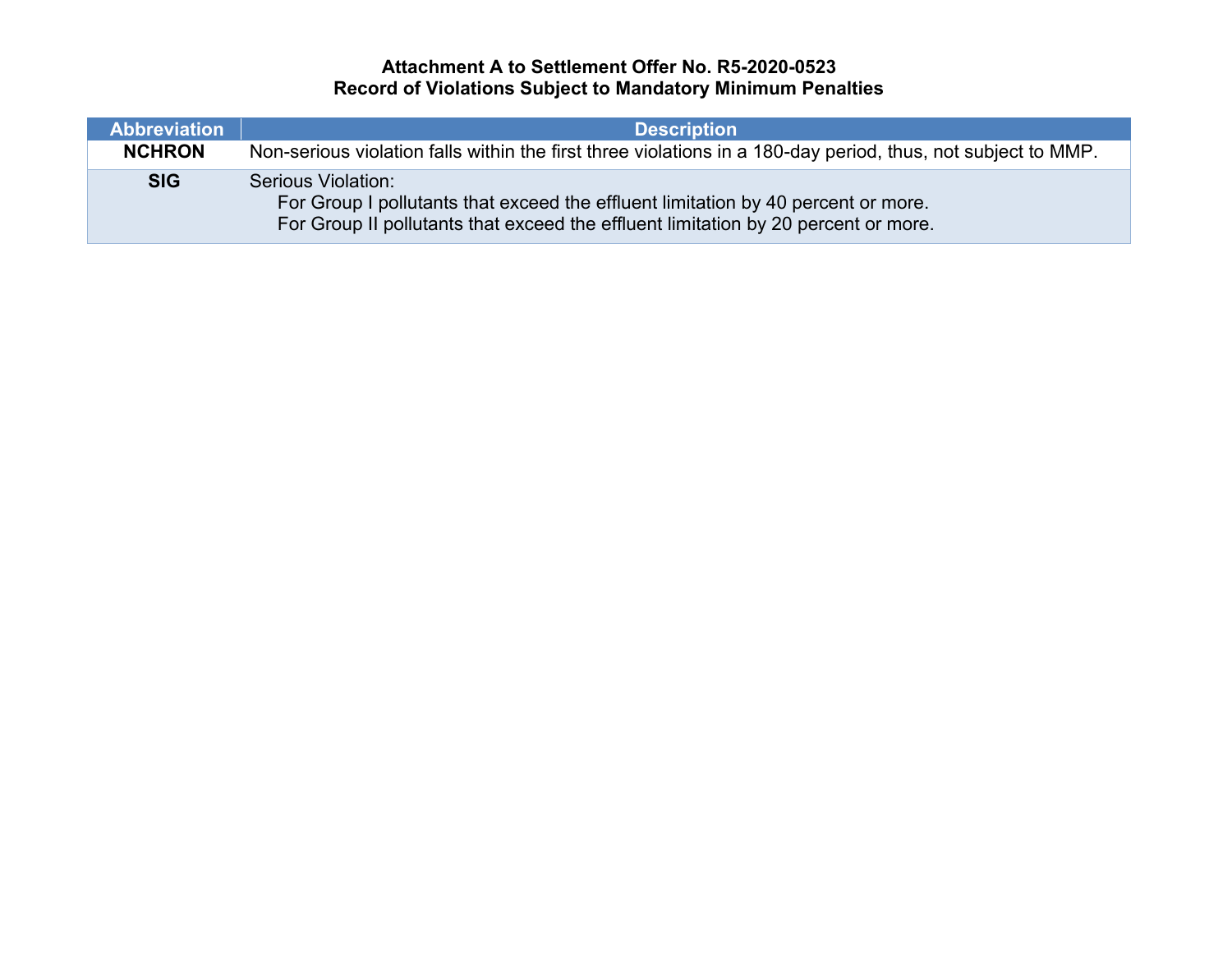**Attachment A to Settlement Offer No. R5-2020-0523**
**Record of Violations Subject to Mandatory Minimum Penalties**

| Abbreviation | Description |
|---|---|
| **NCHRON** | Non-serious violation falls within the first three violations in a 180-day period, thus, not subject to MMP. |
| **SIG** | Serious Violation:<br>For Group I pollutants that exceed the effluent limitation by 40 percent or more.<br>For Group II pollutants that exceed the effluent limitation by 20 percent or more. |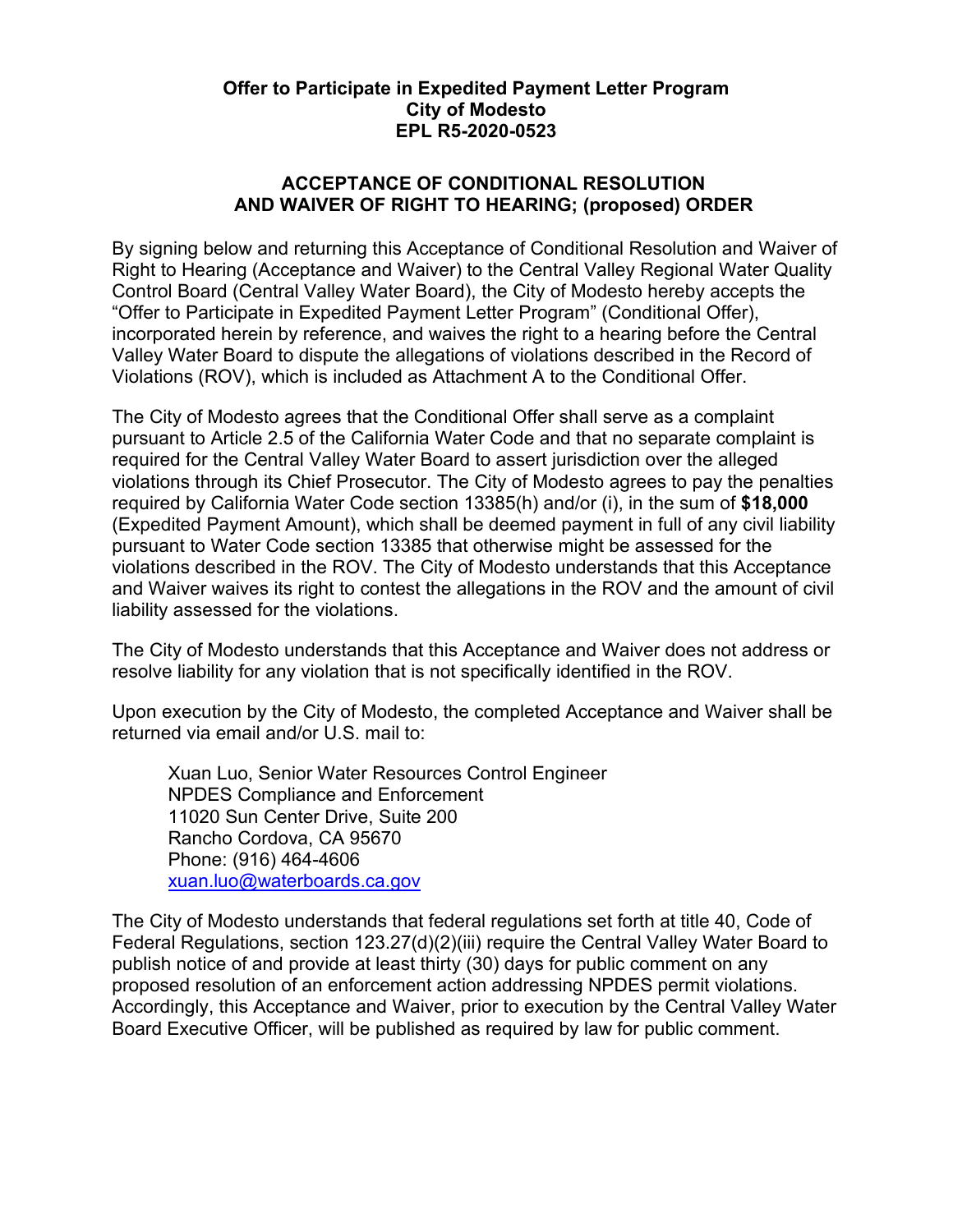**Offer to Participate in Expedited Payment Letter Program**
**City of Modesto**
**EPL R5-2020-0523**

**ACCEPTANCE OF CONDITIONAL RESOLUTION AND WAIVER OF RIGHT TO HEARING; (proposed) ORDER**

By signing below and returning this Acceptance of Conditional Resolution and Waiver of Right to Hearing (Acceptance and Waiver) to the Central Valley Regional Water Quality Control Board (Central Valley Water Board), the City of Modesto hereby accepts the "Offer to Participate in Expedited Payment Letter Program" (Conditional Offer), incorporated herein by reference, and waives the right to a hearing before the Central Valley Water Board to dispute the allegations of violations described in the Record of Violations (ROV), which is included as Attachment A to the Conditional Offer.

The City of Modesto agrees that the Conditional Offer shall serve as a complaint pursuant to Article 2.5 of the California Water Code and that no separate complaint is required for the Central Valley Water Board to assert jurisdiction over the alleged violations through its Chief Prosecutor. The City of Modesto agrees to pay the penalties required by California Water Code section 13385(h) and/or (i), in the sum of **$18,000** (Expedited Payment Amount), which shall be deemed payment in full of any civil liability pursuant to Water Code section 13385 that otherwise might be assessed for the violations described in the ROV. The City of Modesto understands that this Acceptance and Waiver waives its right to contest the allegations in the ROV and the amount of civil liability assessed for the violations.

The City of Modesto understands that this Acceptance and Waiver does not address or resolve liability for any violation that is not specifically identified in the ROV.

Upon execution by the City of Modesto, the completed Acceptance and Waiver shall be returned via email and/or U.S. mail to:

> Xuan Luo, Senior Water Resources Control Engineer
> NPDES Compliance and Enforcement
> 11020 Sun Center Drive, Suite 200
> Rancho Cordova, CA 95670
> Phone: (916) 464-4606
> xuan.luo@waterboards.ca.gov

The City of Modesto understands that federal regulations set forth at title 40, Code of Federal Regulations, section 123.27(d)(2)(iii) require the Central Valley Water Board to publish notice of and provide at least thirty (30) days for public comment on any proposed resolution of an enforcement action addressing NPDES permit violations. Accordingly, this Acceptance and Waiver, prior to execution by the Central Valley Water Board Executive Officer, will be published as required by law for public comment.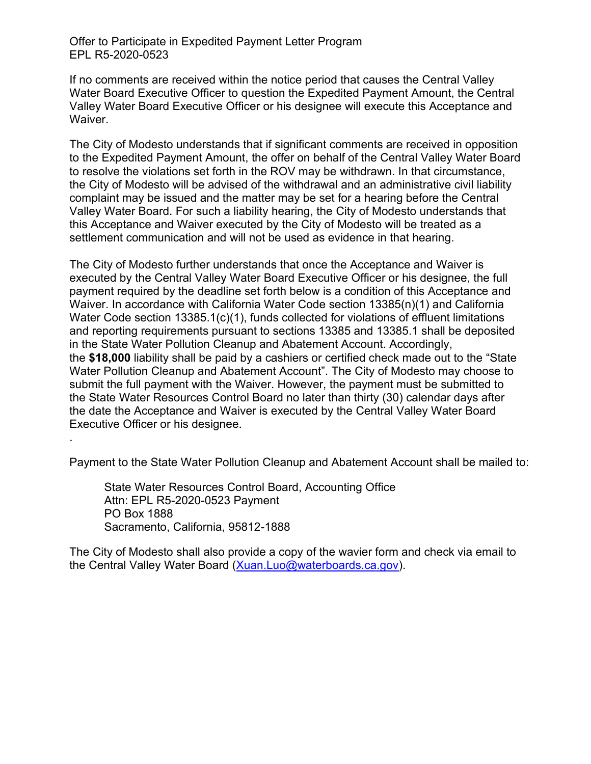If no comments are received within the notice period that causes the Central Valley Water Board Executive Officer to question the Expedited Payment Amount, the Central Valley Water Board Executive Officer or his designee will execute this Acceptance and Waiver.

The City of Modesto understands that if significant comments are received in opposition to the Expedited Payment Amount, the offer on behalf of the Central Valley Water Board to resolve the violations set forth in the ROV may be withdrawn. In that circumstance, the City of Modesto will be advised of the withdrawal and an administrative civil liability complaint may be issued and the matter may be set for a hearing before the Central Valley Water Board. For such a liability hearing, the City of Modesto understands that this Acceptance and Waiver executed by the City of Modesto will be treated as a settlement communication and will not be used as evidence in that hearing.

The City of Modesto further understands that once the Acceptance and Waiver is executed by the Central Valley Water Board Executive Officer or his designee, the full payment required by the deadline set forth below is a condition of this Acceptance and Waiver. In accordance with California Water Code section 13385(n)(1) and California Water Code section 13385.1(c)(1), funds collected for violations of effluent limitations and reporting requirements pursuant to sections 13385 and 13385.1 shall be deposited in the State Water Pollution Cleanup and Abatement Account. Accordingly, the **$18,000** liability shall be paid by a cashiers or certified check made out to the "State Water Pollution Cleanup and Abatement Account". The City of Modesto may choose to submit the full payment with the Waiver. However, the payment must be submitted to the State Water Resources Control Board no later than thirty (30) calendar days after the date the Acceptance and Waiver is executed by the Central Valley Water Board Executive Officer or his designee.

.

Payment to the State Water Pollution Cleanup and Abatement Account shall be mailed to:

> State Water Resources Control Board, Accounting Office
> Attn: EPL R5-2020-0523 Payment
> PO Box 1888
> Sacramento, California, 95812-1888

The City of Modesto shall also provide a copy of the wavier form and check via email to the Central Valley Water Board (Xuan.Luo@waterboards.ca.gov).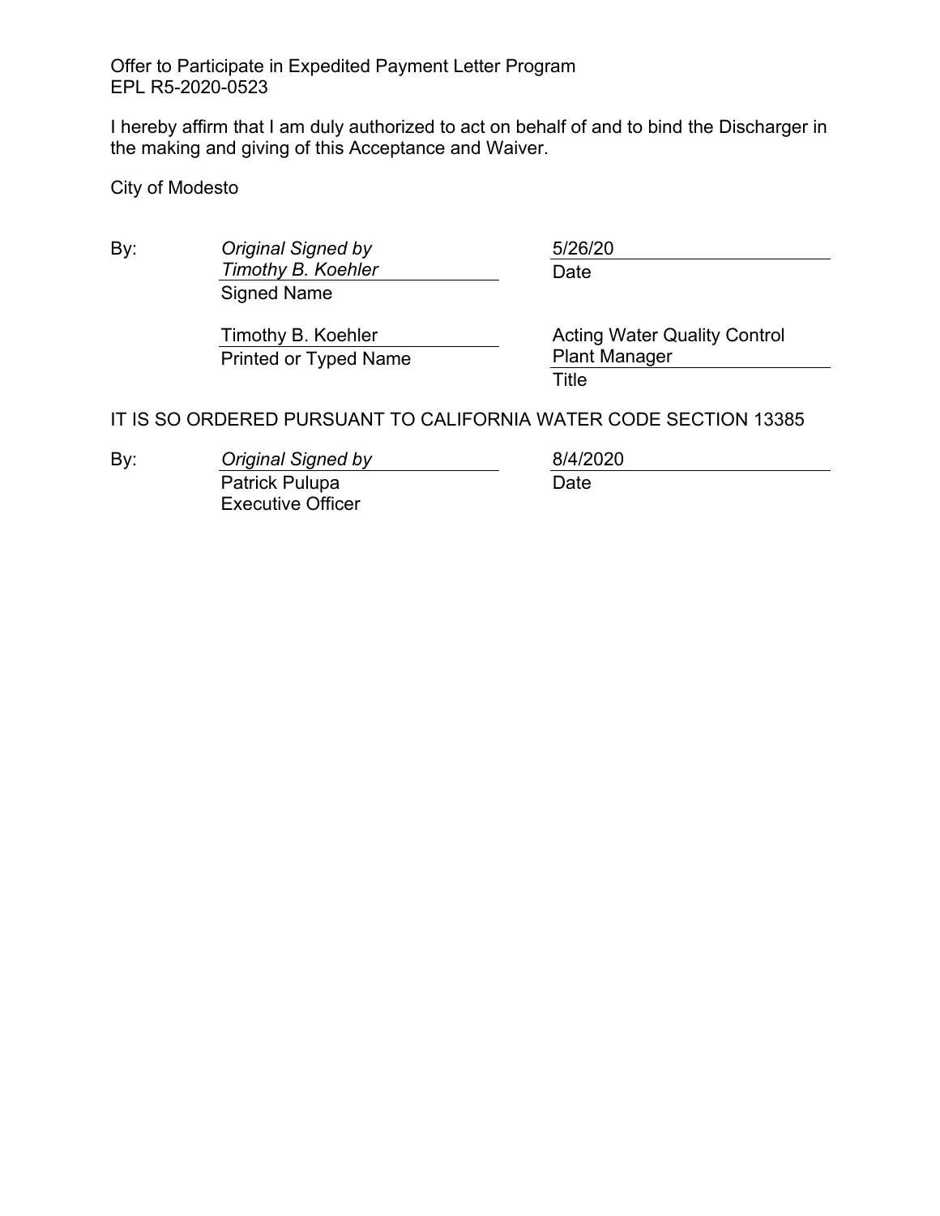Offer to Participate in Expedited Payment Letter Program
EPL R5-2020-0523

I hereby affirm that I am duly authorized to act on behalf of and to bind the Discharger in the making and giving of this Acceptance and Waiver.

City of Modesto

By: *Original Signed by*
*Timothy B. Koehler*
Signed Name

5/26/20
Date

Timothy B. Koehler
Printed or Typed Name

Acting Water Quality Control Plant Manager
Title

IT IS SO ORDERED PURSUANT TO CALIFORNIA WATER CODE SECTION 13385

By: *Original Signed by*
Patrick Pulupa
Executive Officer

8/4/2020
Date